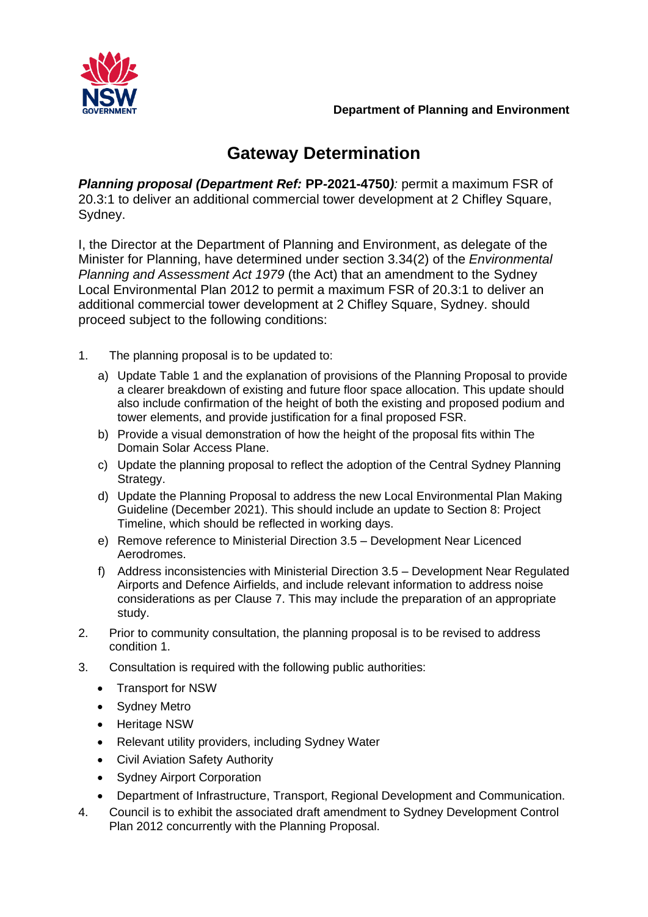Department of Planning and Environment

# Gateway Determination

***Planning proposal (Department Ref:* PP-2021-4750*)*:** permit a maximum FSR of 20.3:1 to deliver an additional commercial tower development at 2 Chifley Square, Sydney.

I, the Director at the Department of Planning and Environment, as delegate of the Minister for Planning, have determined under section 3.34(2) of the *Environmental Planning and Assessment Act 1979* (the Act) that an amendment to the Sydney Local Environmental Plan 2012 to permit a maximum FSR of 20.3:1 to deliver an additional commercial tower development at 2 Chifley Square, Sydney. should proceed subject to the following conditions:

1. The planning proposal is to be updated to:
   a) Update Table 1 and the explanation of provisions of the Planning Proposal to provide a clearer breakdown of existing and future floor space allocation. This update should also include confirmation of the height of both the existing and proposed podium and tower elements, and provide justification for a final proposed FSR.
   b) Provide a visual demonstration of how the height of the proposal fits within The Domain Solar Access Plane.
   c) Update the planning proposal to reflect the adoption of the Central Sydney Planning Strategy.
   d) Update the Planning Proposal to address the new Local Environmental Plan Making Guideline (December 2021). This should include an update to Section 8: Project Timeline, which should be reflected in working days.
   e) Remove reference to Ministerial Direction 3.5 – Development Near Licenced Aerodromes.
   f) Address inconsistencies with Ministerial Direction 3.5 – Development Near Regulated Airports and Defence Airfields, and include relevant information to address noise considerations as per Clause 7. This may include the preparation of an appropriate study.
2. Prior to community consultation, the planning proposal is to be revised to address condition 1.
3. Consultation is required with the following public authorities:
   - Transport for NSW
   - Sydney Metro
   - Heritage NSW
   - Relevant utility providers, including Sydney Water
   - Civil Aviation Safety Authority
   - Sydney Airport Corporation
   - Department of Infrastructure, Transport, Regional Development and Communication.
4. Council is to exhibit the associated draft amendment to Sydney Development Control Plan 2012 concurrently with the Planning Proposal.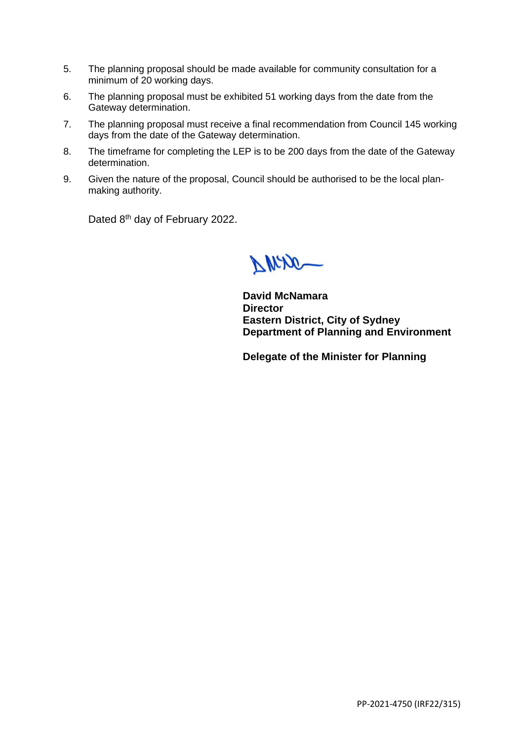5. The planning proposal should be made available for community consultation for a minimum of 20 working days.
6. The planning proposal must be exhibited 51 working days from the date from the Gateway determination.
7. The planning proposal must receive a final recommendation from Council 145 working days from the date of the Gateway determination.
8. The timeframe for completing the LEP is to be 200 days from the date of the Gateway determination.
9. Given the nature of the proposal, Council should be authorised to be the local plan-making authority.

Dated 8th day of February 2022.

**David McNamara**
**Director**
**Eastern District, City of Sydney**
**Department of Planning and Environment**

**Delegate of the Minister for Planning**

PP-2021-4750 (IRF22/315)